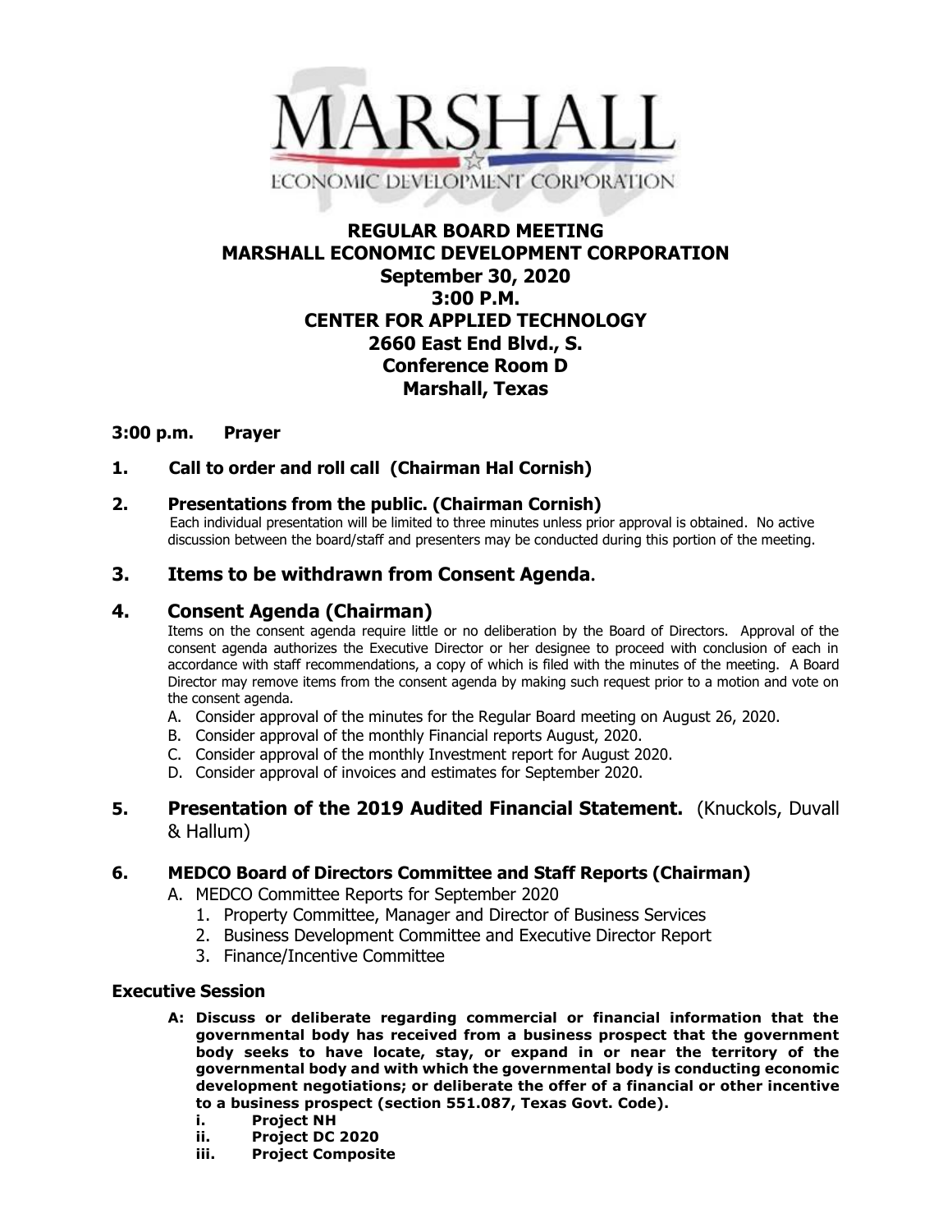MARSHALL

ECONOMIC DEVELOPMENT CORPORATION

# REGULAR BOARD MEETING
# MARSHALL ECONOMIC DEVELOPMENT CORPORATION
## September 30, 2020
## 3:00 P.M.
## CENTER FOR APPLIED TECHNOLOGY
## 2660 East End Blvd., S.
## Conference Room D
## Marshall, Texas

**3:00 p.m. Prayer**

**1. Call to order and roll call (Chairman Hal Cornish)**

**2. Presentations from the public. (Chairman Cornish)**

Each individual presentation will be limited to three minutes unless prior approval is obtained. No active discussion between the board/staff and presenters may be conducted during this portion of the meeting.

**3. Items to be withdrawn from Consent Agenda.**

**4. Consent Agenda (Chairman)**

Items on the consent agenda require little or no deliberation by the Board of Directors. Approval of the consent agenda authorizes the Executive Director or her designee to proceed with conclusion of each in accordance with staff recommendations, a copy of which is filed with the minutes of the meeting. A Board Director may remove items from the consent agenda by making such request prior to a motion and vote on the consent agenda.

A. Consider approval of the minutes for the Regular Board meeting on August 26, 2020.
B. Consider approval of the monthly Financial reports August, 2020.
C. Consider approval of the monthly Investment report for August 2020.
D. Consider approval of invoices and estimates for September 2020.

**5. Presentation of the 2019 Audited Financial Statement.** (Knuckols, Duvall & Hallum)

**6. MEDCO Board of Directors Committee and Staff Reports (Chairman)**

A. MEDCO Committee Reports for September 2020
   1. Property Committee, Manager and Director of Business Services
   2. Business Development Committee and Executive Director Report
   3. Finance/Incentive Committee

**Executive Session**

**A: Discuss or deliberate regarding commercial or financial information that the governmental body has received from a business prospect that the government body seeks to have locate, stay, or expand in or near the territory of the governmental body and with which the governmental body is conducting economic development negotiations; or deliberate the offer of a financial or other incentive to a business prospect (section 551.087, Texas Govt. Code).**

**i. Project NH**
**ii. Project DC 2020**
**iii. Project Composite**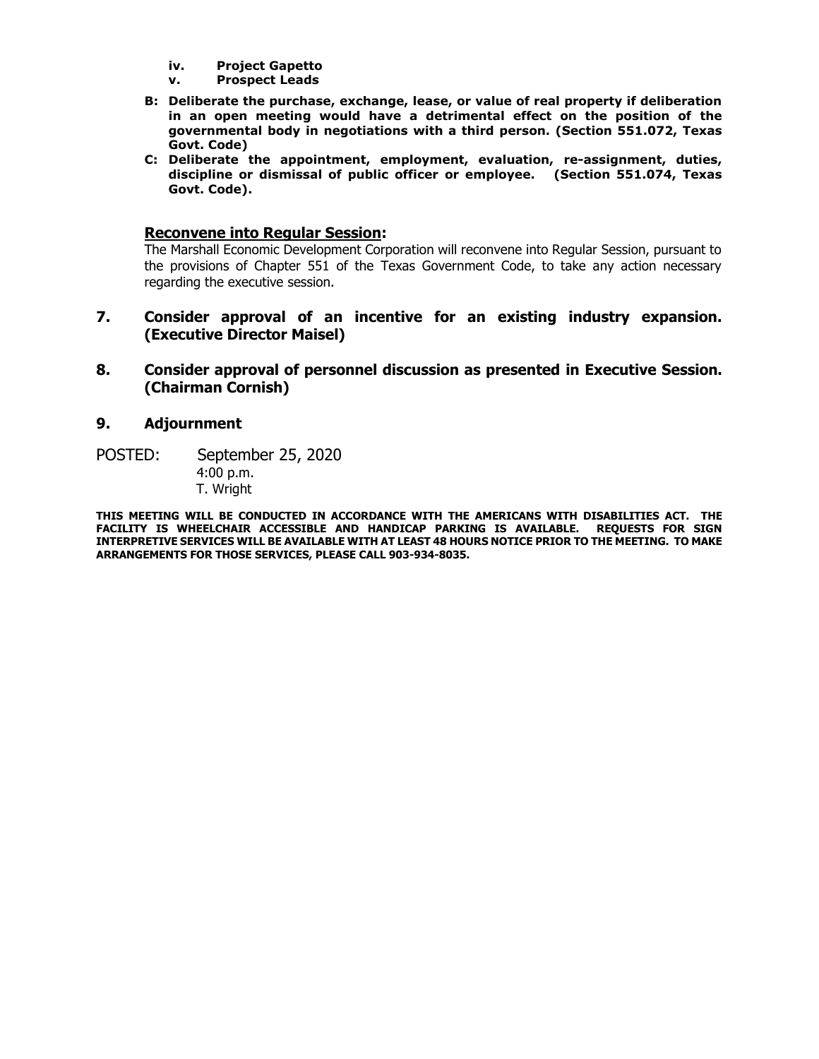**iv. Project Gapetto**
**v. Prospect Leads**

**B: Deliberate the purchase, exchange, lease, or value of real property if deliberation in an open meeting would have a detrimental effect on the position of the governmental body in negotiations with a third person. (Section 551.072, Texas Govt. Code)**

**C: Deliberate the appointment, employment, evaluation, re-assignment, duties, discipline or dismissal of public officer or employee. (Section 551.074, Texas Govt. Code).**

**Reconvene into Regular Session:**

The Marshall Economic Development Corporation will reconvene into Regular Session, pursuant to the provisions of Chapter 551 of the Texas Government Code, to take any action necessary regarding the executive session.

**7. Consider approval of an incentive for an existing industry expansion. (Executive Director Maisel)**

**8. Consider approval of personnel discussion as presented in Executive Session. (Chairman Cornish)**

**9. Adjournment**

POSTED: September 25, 2020
4:00 p.m.
T. Wright

**THIS MEETING WILL BE CONDUCTED IN ACCORDANCE WITH THE AMERICANS WITH DISABILITIES ACT. THE FACILITY IS WHEELCHAIR ACCESSIBLE AND HANDICAP PARKING IS AVAILABLE. REQUESTS FOR SIGN INTERPRETIVE SERVICES WILL BE AVAILABLE WITH AT LEAST 48 HOURS NOTICE PRIOR TO THE MEETING. TO MAKE ARRANGEMENTS FOR THOSE SERVICES, PLEASE CALL 903-934-8035.**